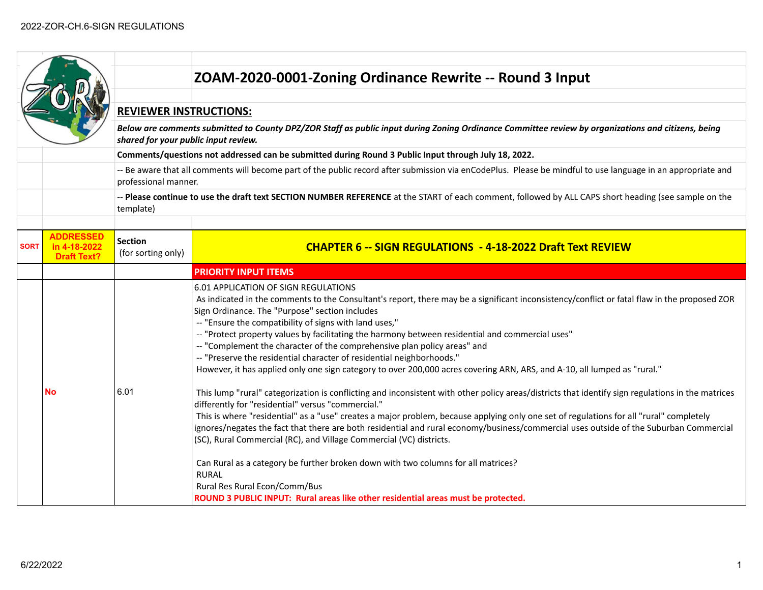## ZOAM-2020-0001-Zoning Ordinance Rewrite -- Round 3 Input

**REVIEWER INSTRUCTIONS:**

***Below are comments submitted to County DPZ/ZOR Staff as public input during Zoning Ordinance Committee review by organizations and citizens, being shared for your public input review.***

**Comments/questions not addressed can be submitted during Round 3 Public Input through July 18, 2022.**

-- Be aware that all comments will become part of the public record after submission via enCodePlus. Please be mindful to use language in an appropriate and professional manner.

-- **Please continue to use the draft text SECTION NUMBER REFERENCE** at the START of each comment, followed by ALL CAPS short heading (see sample on the template)

| SORT | ADDRESSED in 4-18-2022 Draft Text? | Section (for sorting only) | CHAPTER 6 -- SIGN REGULATIONS - 4-18-2022 Draft Text REVIEW |
|---|---|---|---|
| | | | **PRIORITY INPUT ITEMS** |
| | No | 6.01 | 6.01 APPLICATION OF SIGN REGULATIONS<br>As indicated in the comments to the Consultant's report, there may be a significant inconsistency/conflict or fatal flaw in the proposed ZOR Sign Ordinance. The "Purpose" section includes<br>-- "Ensure the compatibility of signs with land uses,"<br>-- "Protect property values by facilitating the harmony between residential and commercial uses"<br>-- "Complement the character of the comprehensive plan policy areas" and<br>-- "Preserve the residential character of residential neighborhoods."<br>However, it has applied only one sign category to over 200,000 acres covering ARN, ARS, and A-10, all lumped as "rural."<br><br>This lump "rural" categorization is conflicting and inconsistent with other policy areas/districts that identify sign regulations in the matrices differently for "residential" versus "commercial."<br>This is where "residential" as a "use" creates a major problem, because applying only one set of regulations for all "rural" completely ignores/negates the fact that there are both residential and rural economy/business/commercial uses outside of the Suburban Commercial (SC), Rural Commercial (RC), and Village Commercial (VC) districts.<br><br>Can Rural as a category be further broken down with two columns for all matrices?<br>RURAL<br>Rural Res Rural Econ/Comm/Bus<br>**ROUND 3 PUBLIC INPUT: Rural areas like other residential areas must be protected.** |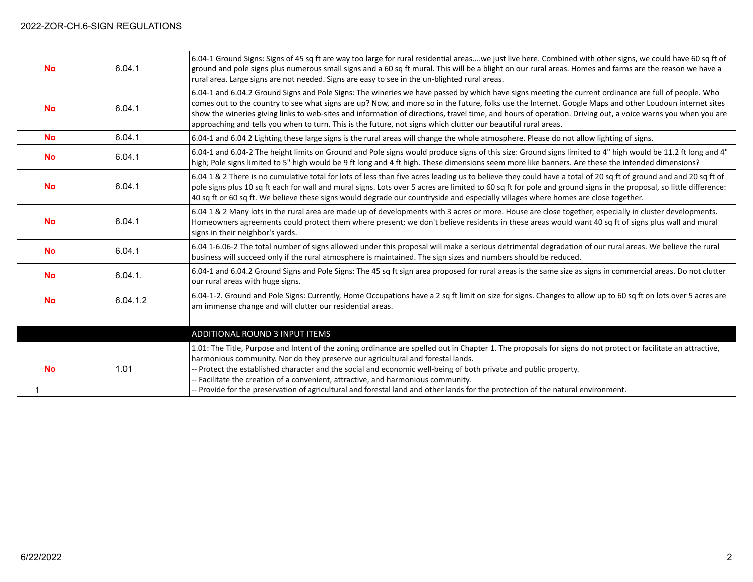|  |  |  |  |
|---|---|---|---|
|  | **No** | 6.04.1 | 6.04-1 Ground Signs: Signs of 45 sq ft are way too large for rural residential areas....we just live here. Combined with other signs, we could have 60 sq ft of ground and pole signs plus numerous small signs and a 60 sq ft mural. This will be a blight on our rural areas. Homes and farms are the reason we have a rural area. Large signs are not needed. Signs are easy to see in the un-blighted rural areas. |
|  | **No** | 6.04.1 | 6.04-1 and 6.04.2 Ground Signs and Pole Signs: The wineries we have passed by which have signs meeting the current ordinance are full of people. Who comes out to the country to see what signs are up? Now, and more so in the future, folks use the Internet. Google Maps and other Loudoun internet sites show the wineries giving links to web-sites and information of directions, travel time, and hours of operation. Driving out, a voice warns you when you are approaching and tells you when to turn. This is the future, not signs which clutter our beautiful rural areas. |
|  | **No** | 6.04.1 | 6.04-1 and 6.04 2 Lighting these large signs is the rural areas will change the whole atmosphere. Please do not allow lighting of signs. |
|  | **No** | 6.04.1 | 6.04-1 and 6.04-2 The height limits on Ground and Pole signs would produce signs of this size: Ground signs limited to 4" high would be 11.2 ft long and 4" high; Pole signs limited to 5" high would be 9 ft long and 4 ft high. These dimensions seem more like banners. Are these the intended dimensions? |
|  | **No** | 6.04.1 | 6.04 1 & 2 There is no cumulative total for lots of less than five acres leading us to believe they could have a total of 20 sq ft of ground and and 20 sq ft of pole signs plus 10 sq ft each for wall and mural signs. Lots over 5 acres are limited to 60 sq ft for pole and ground signs in the proposal, so little difference: 40 sq ft or 60 sq ft. We believe these signs would degrade our countryside and especially villages where homes are close together. |
|  | **No** | 6.04.1 | 6.04 1 & 2 Many lots in the rural area are made up of developments with 3 acres or more. House are close together, especially in cluster developments. Homeowners agreements could protect them where present; we don't believe residents in these areas would want 40 sq ft of signs plus wall and mural signs in their neighbor's yards. |
|  | **No** | 6.04.1 | 6.04 1-6.06-2 The total number of signs allowed under this proposal will make a serious detrimental degradation of our rural areas. We believe the rural business will succeed only if the rural atmosphere is maintained. The sign sizes and numbers should be reduced. |
|  | **No** | 6.04.1. | 6.04-1 and 6.04.2 Ground Signs and Pole Signs: The 45 sq ft sign area proposed for rural areas is the same size as signs in commercial areas. Do not clutter our rural areas with huge signs. |
|  | **No** | 6.04.1.2 | 6.04-1-2. Ground and Pole Signs: Currently, Home Occupations have a 2 sq ft limit on size for signs. Changes to allow up to 60 sq ft on lots over 5 acres are am immense change and will clutter our residential areas. |
|  |  |  |  |
|  |  |  | **ADDITIONAL ROUND 3 INPUT ITEMS** |
| 1 | **No** | 1.01 | 1.01: The Title, Purpose and Intent of the zoning ordinance are spelled out in Chapter 1. The proposals for signs do not protect or facilitate an attractive, harmonious community. Nor do they preserve our agricultural and forestal lands.<br>-- Protect the established character and the social and economic well-being of both private and public property.<br>-- Facilitate the creation of a convenient, attractive, and harmonious community.<br>-- Provide for the preservation of agricultural and forestal land and other lands for the protection of the natural environment. |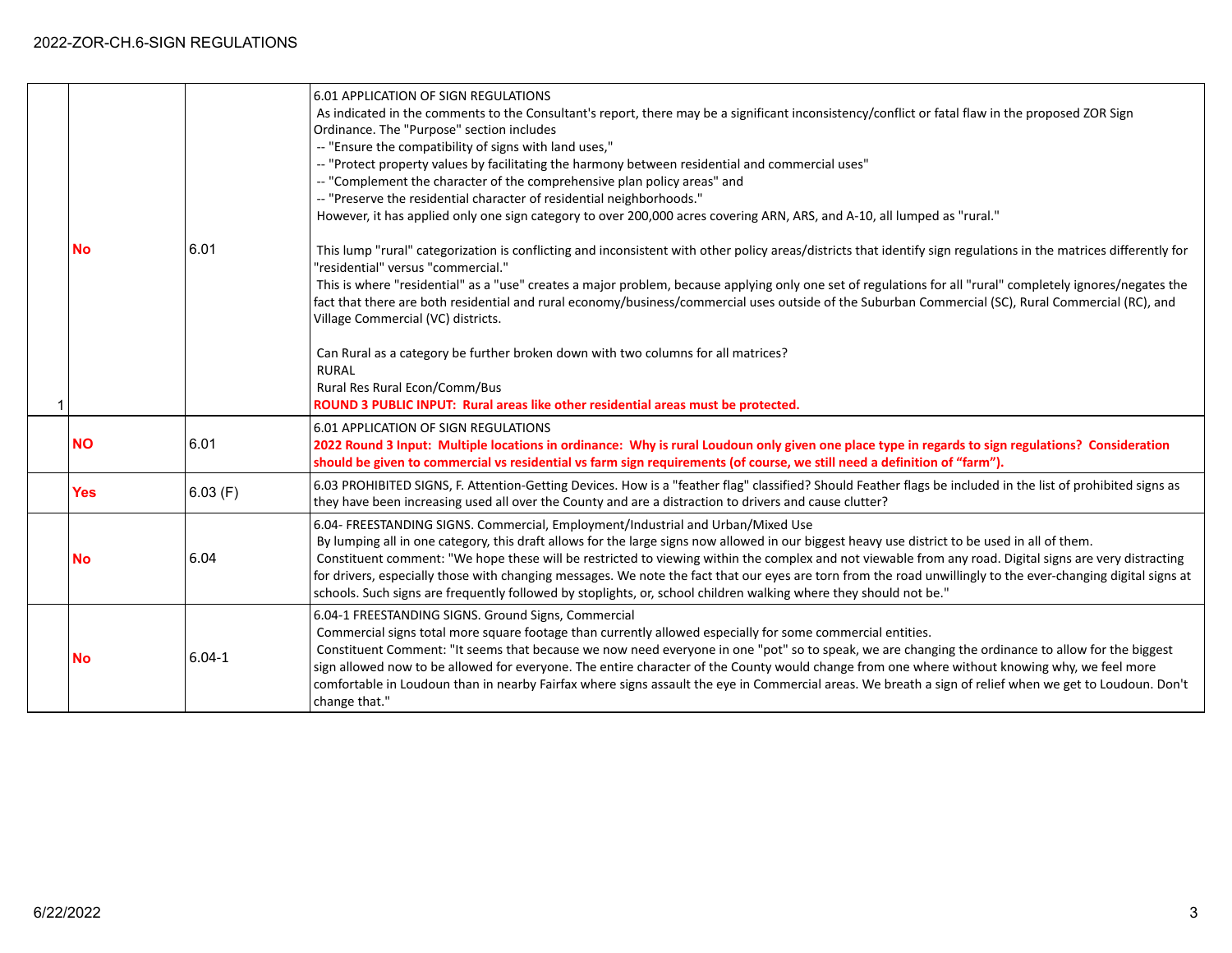| | | | |
|---|---|---|---|
| 1 | **No** | 6.01 | 6.01 APPLICATION OF SIGN REGULATIONS<br>As indicated in the comments to the Consultant's report, there may be a significant inconsistency/conflict or fatal flaw in the proposed ZOR Sign Ordinance. The "Purpose" section includes<br>-- "Ensure the compatibility of signs with land uses,"<br>-- "Protect property values by facilitating the harmony between residential and commercial uses"<br>-- "Complement the character of the comprehensive plan policy areas" and<br>-- "Preserve the residential character of residential neighborhoods."<br>However, it has applied only one sign category to over 200,000 acres covering ARN, ARS, and A-10, all lumped as "rural."<br><br>This lump "rural" categorization is conflicting and inconsistent with other policy areas/districts that identify sign regulations in the matrices differently for "residential" versus "commercial."<br>This is where "residential" as a "use" creates a major problem, because applying only one set of regulations for all "rural" completely ignores/negates the fact that there are both residential and rural economy/business/commercial uses outside of the Suburban Commercial (SC), Rural Commercial (RC), and Village Commercial (VC) districts.<br><br>Can Rural as a category be further broken down with two columns for all matrices?<br>RURAL<br>Rural Res Rural Econ/Comm/Bus<br>**ROUND 3 PUBLIC INPUT: Rural areas like other residential areas must be protected.** |
| | **NO** | 6.01 | 6.01 APPLICATION OF SIGN REGULATIONS<br>**2022 Round 3 Input: Multiple locations in ordinance: Why is rural Loudoun only given one place type in regards to sign regulations? Consideration should be given to commercial vs residential vs farm sign requirements (of course, we still need a definition of "farm").** |
| | **Yes** | 6.03 (F) | 6.03 PROHIBITED SIGNS, F. Attention-Getting Devices. How is a "feather flag" classified? Should Feather flags be included in the list of prohibited signs as they have been increasing used all over the County and are a distraction to drivers and cause clutter? |
| | **No** | 6.04 | 6.04- FREESTANDING SIGNS. Commercial, Employment/Industrial and Urban/Mixed Use<br>By lumping all in one category, this draft allows for the large signs now allowed in our biggest heavy use district to be used in all of them.<br>Constituent comment: "We hope these will be restricted to viewing within the complex and not viewable from any road. Digital signs are very distracting for drivers, especially those with changing messages. We note the fact that our eyes are torn from the road unwillingly to the ever-changing digital signs at schools. Such signs are frequently followed by stoplights, or, school children walking where they should not be." |
| | **No** | 6.04-1 | 6.04-1 FREESTANDING SIGNS. Ground Signs, Commercial<br>Commercial signs total more square footage than currently allowed especially for some commercial entities.<br>Constituent Comment: "It seems that because we now need everyone in one "pot" so to speak, we are changing the ordinance to allow for the biggest sign allowed now to be allowed for everyone. The entire character of the County would change from one where without knowing why, we feel more comfortable in Loudoun than in nearby Fairfax where signs assault the eye in Commercial areas. We breath a sign of relief when we get to Loudoun. Don't change that." |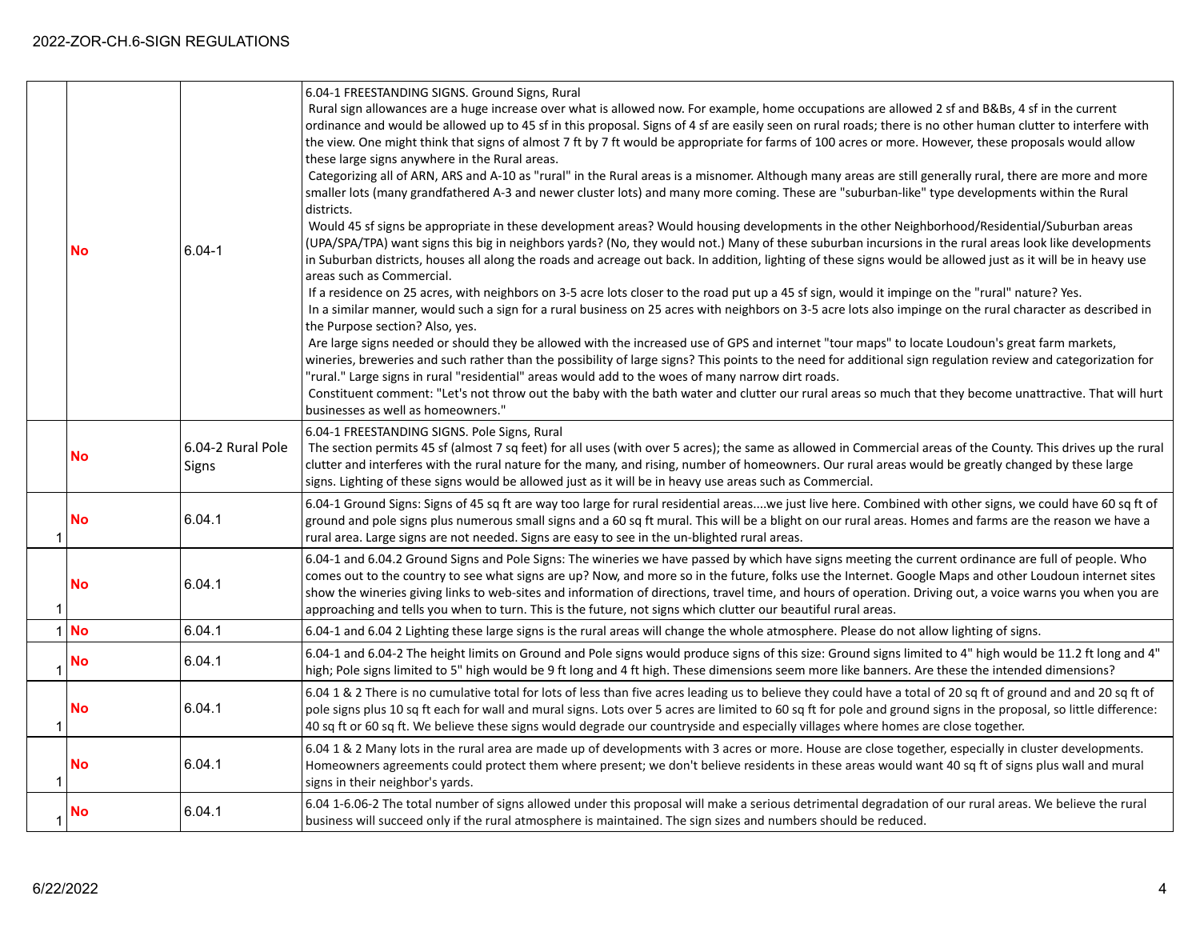| | | | |
|---|---|---|---|
| | **No** | 6.04-1 | 6.04-1 FREESTANDING SIGNS. Ground Signs, Rural<br>Rural sign allowances are a huge increase over what is allowed now. For example, home occupations are allowed 2 sf and B&Bs, 4 sf in the current ordinance and would be allowed up to 45 sf in this proposal. Signs of 4 sf are easily seen on rural roads; there is no other human clutter to interfere with the view. One might think that signs of almost 7 ft by 7 ft would be appropriate for farms of 100 acres or more. However, these proposals would allow these large signs anywhere in the Rural areas.<br>Categorizing all of ARN, ARS and A-10 as "rural" in the Rural areas is a misnomer. Although many areas are still generally rural, there are more and more smaller lots (many grandfathered A-3 and newer cluster lots) and many more coming. These are "suburban-like" type developments within the Rural districts.<br>Would 45 sf signs be appropriate in these development areas? Would housing developments in the other Neighborhood/Residential/Suburban areas (UPA/SPA/TPA) want signs this big in neighbors yards? (No, they would not.) Many of these suburban incursions in the rural areas look like developments in Suburban districts, houses all along the roads and acreage out back. In addition, lighting of these signs would be allowed just as it will be in heavy use areas such as Commercial.<br>If a residence on 25 acres, with neighbors on 3-5 acre lots closer to the road put up a 45 sf sign, would it impinge on the "rural" nature? Yes.<br>In a similar manner, would such a sign for a rural business on 25 acres with neighbors on 3-5 acre lots also impinge on the rural character as described in the Purpose section? Also, yes.<br>Are large signs needed or should they be allowed with the increased use of GPS and internet "tour maps" to locate Loudoun's great farm markets, wineries, breweries and such rather than the possibility of large signs? This points to the need for additional sign regulation review and categorization for "rural." Large signs in rural "residential" areas would add to the woes of many narrow dirt roads.<br>Constituent comment: "Let's not throw out the baby with the bath water and clutter our rural areas so much that they become unattractive. That will hurt businesses as well as homeowners." |
| | **No** | 6.04-2 Rural Pole Signs | 6.04-1 FREESTANDING SIGNS. Pole Signs, Rural<br>The section permits 45 sf (almost 7 sq feet) for all uses (with over 5 acres); the same as allowed in Commercial areas of the County. This drives up the rural clutter and interferes with the rural nature for the many, and rising, number of homeowners. Our rural areas would be greatly changed by these large signs. Lighting of these signs would be allowed just as it will be in heavy use areas such as Commercial. |
| 1 | **No** | 6.04.1 | 6.04-1 Ground Signs: Signs of 45 sq ft are way too large for rural residential areas....we just live here. Combined with other signs, we could have 60 sq ft of ground and pole signs plus numerous small signs and a 60 sq ft mural. This will be a blight on our rural areas. Homes and farms are the reason we have a rural area. Large signs are not needed. Signs are easy to see in the un-blighted rural areas. |
| 1 | **No** | 6.04.1 | 6.04-1 and 6.04.2 Ground Signs and Pole Signs: The wineries we have passed by which have signs meeting the current ordinance are full of people. Who comes out to the country to see what signs are up? Now, and more so in the future, folks use the Internet. Google Maps and other Loudoun internet sites show the wineries giving links to web-sites and information of directions, travel time, and hours of operation. Driving out, a voice warns you when you are approaching and tells you when to turn. This is the future, not signs which clutter our beautiful rural areas. |
| 1 | **No** | 6.04.1 | 6.04-1 and 6.04 2 Lighting these large signs is the rural areas will change the whole atmosphere. Please do not allow lighting of signs. |
| 1 | **No** | 6.04.1 | 6.04-1 and 6.04-2 The height limits on Ground and Pole signs would produce signs of this size: Ground signs limited to 4" high would be 11.2 ft long and 4" high; Pole signs limited to 5" high would be 9 ft long and 4 ft high. These dimensions seem more like banners. Are these the intended dimensions? |
| 1 | **No** | 6.04.1 | 6.04 1 & 2 There is no cumulative total for lots of less than five acres leading us to believe they could have a total of 20 sq ft of ground and and 20 sq ft of pole signs plus 10 sq ft each for wall and mural signs. Lots over 5 acres are limited to 60 sq ft for pole and ground signs in the proposal, so little difference: 40 sq ft or 60 sq ft. We believe these signs would degrade our countryside and especially villages where homes are close together. |
| 1 | **No** | 6.04.1 | 6.04 1 & 2 Many lots in the rural area are made up of developments with 3 acres or more. House are close together, especially in cluster developments. Homeowners agreements could protect them where present; we don't believe residents in these areas would want 40 sq ft of signs plus wall and mural signs in their neighbor's yards. |
| 1 | **No** | 6.04.1 | 6.04 1-6.06-2 The total number of signs allowed under this proposal will make a serious detrimental degradation of our rural areas. We believe the rural business will succeed only if the rural atmosphere is maintained. The sign sizes and numbers should be reduced. |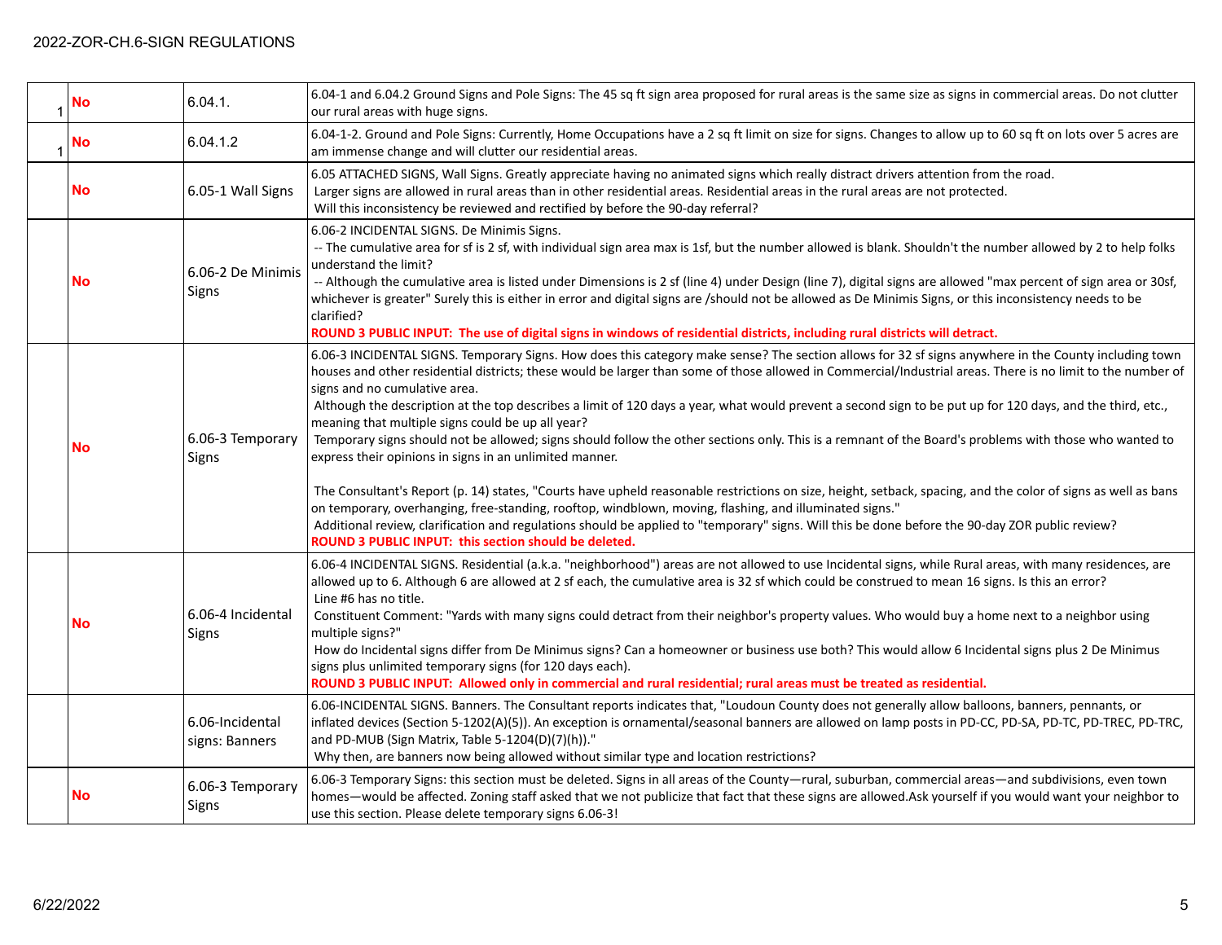| | | | |
|---|---|---|---|
| 1 | No | 6.04.1. | 6.04-1 and 6.04.2 Ground Signs and Pole Signs: The 45 sq ft sign area proposed for rural areas is the same size as signs in commercial areas. Do not clutter our rural areas with huge signs. |
| 1 | No | 6.04.1.2 | 6.04-1-2. Ground and Pole Signs: Currently, Home Occupations have a 2 sq ft limit on size for signs. Changes to allow up to 60 sq ft on lots over 5 acres are am immense change and will clutter our residential areas. |
| | No | 6.05-1 Wall Signs | 6.05 ATTACHED SIGNS, Wall Signs. Greatly appreciate having no animated signs which really distract drivers attention from the road.<br>Larger signs are allowed in rural areas than in other residential areas. Residential areas in the rural areas are not protected.<br>Will this inconsistency be reviewed and rectified by before the 90-day referral? |
| | No | 6.06-2 De Minimis Signs | 6.06-2 INCIDENTAL SIGNS. De Minimis Signs.<br>-- The cumulative area for sf is 2 sf, with individual sign area max is 1sf, but the number allowed is blank. Shouldn't the number allowed by 2 to help folks understand the limit?<br>-- Although the cumulative area is listed under Dimensions is 2 sf (line 4) under Design (line 7), digital signs are allowed "max percent of sign area or 30sf, whichever is greater" Surely this is either in error and digital signs are /should not be allowed as De Minimis Signs, or this inconsistency needs to be clarified?<br>**ROUND 3 PUBLIC INPUT: The use of digital signs in windows of residential districts, including rural districts will detract.** |
| | No | 6.06-3 Temporary Signs | 6.06-3 INCIDENTAL SIGNS. Temporary Signs. How does this category make sense? The section allows for 32 sf signs anywhere in the County including town houses and other residential districts; these would be larger than some of those allowed in Commercial/Industrial areas. There is no limit to the number of signs and no cumulative area.<br>Although the description at the top describes a limit of 120 days a year, what would prevent a second sign to be put up for 120 days, and the third, etc., meaning that multiple signs could be up all year?<br>Temporary signs should not be allowed; signs should follow the other sections only. This is a remnant of the Board's problems with those who wanted to express their opinions in signs in an unlimited manner.<br><br>The Consultant's Report (p. 14) states, "Courts have upheld reasonable restrictions on size, height, setback, spacing, and the color of signs as well as bans on temporary, overhanging, free-standing, rooftop, windblown, moving, flashing, and illuminated signs."<br>Additional review, clarification and regulations should be applied to "temporary" signs. Will this be done before the 90-day ZOR public review?<br>**ROUND 3 PUBLIC INPUT: this section should be deleted.** |
| | No | 6.06-4 Incidental Signs | 6.06-4 INCIDENTAL SIGNS. Residential (a.k.a. "neighborhood") areas are not allowed to use Incidental signs, while Rural areas, with many residences, are allowed up to 6. Although 6 are allowed at 2 sf each, the cumulative area is 32 sf which could be construed to mean 16 signs. Is this an error?<br>Line #6 has no title.<br>Constituent Comment: "Yards with many signs could detract from their neighbor's property values. Who would buy a home next to a neighbor using multiple signs?"<br>How do Incidental signs differ from De Minimus signs? Can a homeowner or business use both? This would allow 6 Incidental signs plus 2 De Minimus signs plus unlimited temporary signs (for 120 days each).<br>**ROUND 3 PUBLIC INPUT: Allowed only in commercial and rural residential; rural areas must be treated as residential.** |
| | | 6.06-Incidental signs: Banners | 6.06-INCIDENTAL SIGNS. Banners. The Consultant reports indicates that, "Loudoun County does not generally allow balloons, banners, pennants, or inflated devices (Section 5-1202(A)(5)). An exception is ornamental/seasonal banners are allowed on lamp posts in PD-CC, PD-SA, PD-TC, PD-TREC, PD-TRC, and PD-MUB (Sign Matrix, Table 5-1204(D)(7)(h))."<br>Why then, are banners now being allowed without similar type and location restrictions? |
| | No | 6.06-3 Temporary Signs | 6.06-3 Temporary Signs: this section must be deleted. Signs in all areas of the County—rural, suburban, commercial areas—and subdivisions, even town homes—would be affected. Zoning staff asked that we not publicize that fact that these signs are allowed.Ask yourself if you would want your neighbor to use this section. Please delete temporary signs 6.06-3! |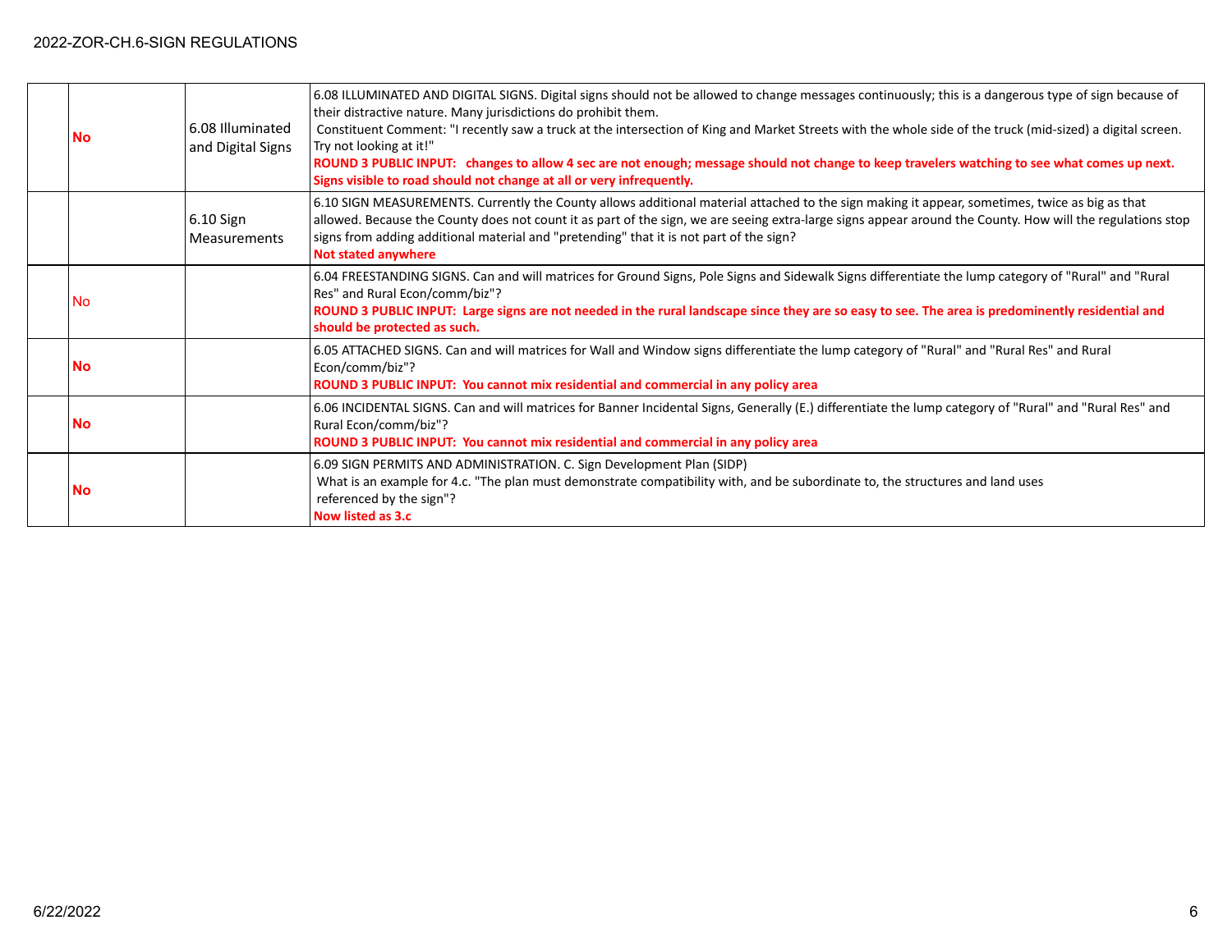| | | | |
|---|---|---|---|
| | **No** | 6.08 Illuminated and Digital Signs | 6.08 ILLUMINATED AND DIGITAL SIGNS. Digital signs should not be allowed to change messages continuously; this is a dangerous type of sign because of their distractive nature. Many jurisdictions do prohibit them.<br>Constituent Comment: "I recently saw a truck at the intersection of King and Market Streets with the whole side of the truck (mid-sized) a digital screen. Try not looking at it!"<br>**ROUND 3 PUBLIC INPUT: changes to allow 4 sec are not enough; message should not change to keep travelers watching to see what comes up next. Signs visible to road should not change at all or very infrequently.** |
| | | 6.10 Sign Measurements | 6.10 SIGN MEASUREMENTS. Currently the County allows additional material attached to the sign making it appear, sometimes, twice as big as that allowed. Because the County does not count it as part of the sign, we are seeing extra-large signs appear around the County. How will the regulations stop signs from adding additional material and "pretending" that it is not part of the sign?<br>**Not stated anywhere** |
| | No | | 6.04 FREESTANDING SIGNS. Can and will matrices for Ground Signs, Pole Signs and Sidewalk Signs differentiate the lump category of "Rural" and "Rural Res" and Rural Econ/comm/biz"?<br>**ROUND 3 PUBLIC INPUT: Large signs are not needed in the rural landscape since they are so easy to see. The area is predominently residential and should be protected as such.** |
| | **No** | | 6.05 ATTACHED SIGNS. Can and will matrices for Wall and Window signs differentiate the lump category of "Rural" and "Rural Res" and Rural Econ/comm/biz"?<br>**ROUND 3 PUBLIC INPUT: You cannot mix residential and commercial in any policy area** |
| | **No** | | 6.06 INCIDENTAL SIGNS. Can and will matrices for Banner Incidental Signs, Generally (E.) differentiate the lump category of "Rural" and "Rural Res" and Rural Econ/comm/biz"?<br>**ROUND 3 PUBLIC INPUT: You cannot mix residential and commercial in any policy area** |
| | **No** | | 6.09 SIGN PERMITS AND ADMINISTRATION. C. Sign Development Plan (SIDP)<br>What is an example for 4.c. "The plan must demonstrate compatibility with, and be subordinate to, the structures and land uses referenced by the sign"?<br>**Now listed as 3.c** |